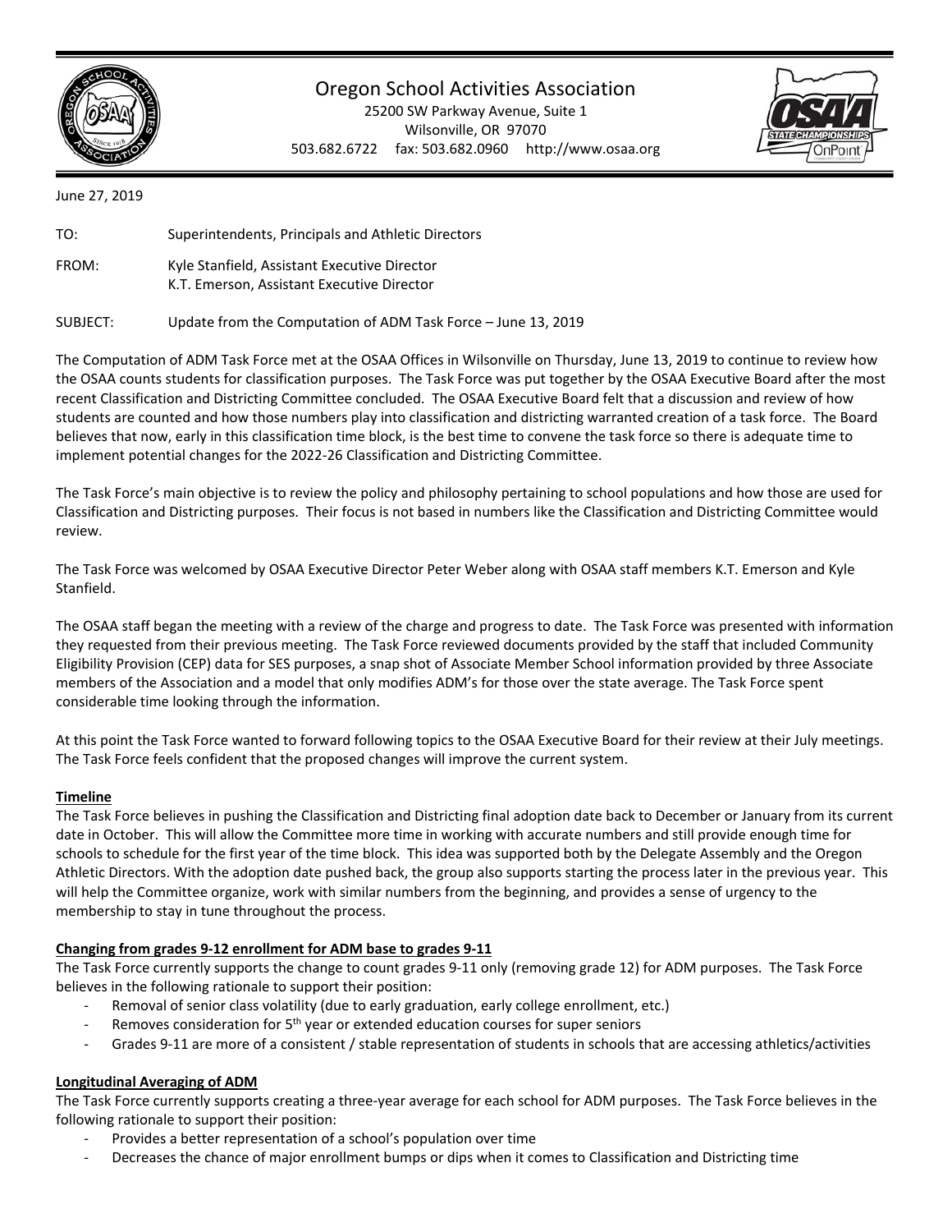# Oregon School Activities Association

25200 SW Parkway Avenue, Suite 1
Wilsonville, OR 97070
503.682.6722 fax: 503.682.0960 http://www.osaa.org

June 27, 2019

TO: Superintendents, Principals and Athletic Directors

FROM: Kyle Stanfield, Assistant Executive Director
K.T. Emerson, Assistant Executive Director

SUBJECT: Update from the Computation of ADM Task Force – June 13, 2019

The Computation of ADM Task Force met at the OSAA Offices in Wilsonville on Thursday, June 13, 2019 to continue to review how the OSAA counts students for classification purposes. The Task Force was put together by the OSAA Executive Board after the most recent Classification and Districting Committee concluded. The OSAA Executive Board felt that a discussion and review of how students are counted and how those numbers play into classification and districting warranted creation of a task force. The Board believes that now, early in this classification time block, is the best time to convene the task force so there is adequate time to implement potential changes for the 2022-26 Classification and Districting Committee.

The Task Force's main objective is to review the policy and philosophy pertaining to school populations and how those are used for Classification and Districting purposes. Their focus is not based in numbers like the Classification and Districting Committee would review.

The Task Force was welcomed by OSAA Executive Director Peter Weber along with OSAA staff members K.T. Emerson and Kyle Stanfield.

The OSAA staff began the meeting with a review of the charge and progress to date. The Task Force was presented with information they requested from their previous meeting. The Task Force reviewed documents provided by the staff that included Community Eligibility Provision (CEP) data for SES purposes, a snap shot of Associate Member School information provided by three Associate members of the Association and a model that only modifies ADM's for those over the state average. The Task Force spent considerable time looking through the information.

At this point the Task Force wanted to forward following topics to the OSAA Executive Board for their review at their July meetings. The Task Force feels confident that the proposed changes will improve the current system.

**Timeline**

The Task Force believes in pushing the Classification and Districting final adoption date back to December or January from its current date in October. This will allow the Committee more time in working with accurate numbers and still provide enough time for schools to schedule for the first year of the time block. This idea was supported both by the Delegate Assembly and the Oregon Athletic Directors. With the adoption date pushed back, the group also supports starting the process later in the previous year. This will help the Committee organize, work with similar numbers from the beginning, and provides a sense of urgency to the membership to stay in tune throughout the process.

**Changing from grades 9-12 enrollment for ADM base to grades 9-11**

The Task Force currently supports the change to count grades 9-11 only (removing grade 12) for ADM purposes. The Task Force believes in the following rationale to support their position:

- Removal of senior class volatility (due to early graduation, early college enrollment, etc.)
- Removes consideration for 5th year or extended education courses for super seniors
- Grades 9-11 are more of a consistent / stable representation of students in schools that are accessing athletics/activities

**Longitudinal Averaging of ADM**

The Task Force currently supports creating a three-year average for each school for ADM purposes. The Task Force believes in the following rationale to support their position:

- Provides a better representation of a school's population over time
- Decreases the chance of major enrollment bumps or dips when it comes to Classification and Districting time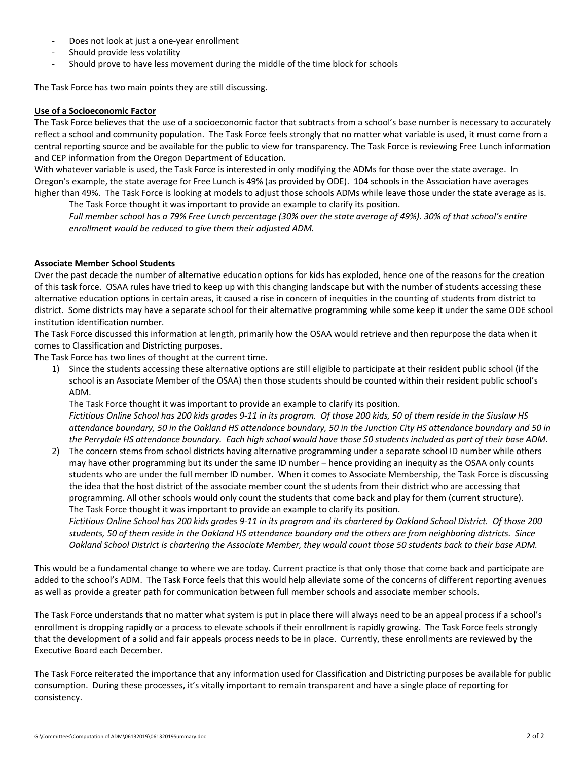- Does not look at just a one-year enrollment
- Should provide less volatility
- Should prove to have less movement during the middle of the time block for schools

The Task Force has two main points they are still discussing.

**Use of a Socioeconomic Factor**

The Task Force believes that the use of a socioeconomic factor that subtracts from a school's base number is necessary to accurately reflect a school and community population. The Task Force feels strongly that no matter what variable is used, it must come from a central reporting source and be available for the public to view for transparency. The Task Force is reviewing Free Lunch information and CEP information from the Oregon Department of Education.

With whatever variable is used, the Task Force is interested in only modifying the ADMs for those over the state average. In Oregon's example, the state average for Free Lunch is 49% (as provided by ODE). 104 schools in the Association have averages higher than 49%. The Task Force is looking at models to adjust those schools ADMs while leave those under the state average as is.

The Task Force thought it was important to provide an example to clarify its position.

*Full member school has a 79% Free Lunch percentage (30% over the state average of 49%). 30% of that school's entire enrollment would be reduced to give them their adjusted ADM.*

**Associate Member School Students**

Over the past decade the number of alternative education options for kids has exploded, hence one of the reasons for the creation of this task force. OSAA rules have tried to keep up with this changing landscape but with the number of students accessing these alternative education options in certain areas, it caused a rise in concern of inequities in the counting of students from district to district. Some districts may have a separate school for their alternative programming while some keep it under the same ODE school institution identification number.

The Task Force discussed this information at length, primarily how the OSAA would retrieve and then repurpose the data when it comes to Classification and Districting purposes.

The Task Force has two lines of thought at the current time.

1) Since the students accessing these alternative options are still eligible to participate at their resident public school (if the school is an Associate Member of the OSAA) then those students should be counted within their resident public school's ADM.

   The Task Force thought it was important to provide an example to clarify its position.

   *Fictitious Online School has 200 kids grades 9-11 in its program. Of those 200 kids, 50 of them reside in the Siuslaw HS attendance boundary, 50 in the Oakland HS attendance boundary, 50 in the Junction City HS attendance boundary and 50 in the Perrydale HS attendance boundary. Each high school would have those 50 students included as part of their base ADM.*

2) The concern stems from school districts having alternative programming under a separate school ID number while others may have other programming but its under the same ID number – hence providing an inequity as the OSAA only counts students who are under the full member ID number. When it comes to Associate Membership, the Task Force is discussing the idea that the host district of the associate member count the students from their district who are accessing that programming. All other schools would only count the students that come back and play for them (current structure).

   The Task Force thought it was important to provide an example to clarify its position.

   *Fictitious Online School has 200 kids grades 9-11 in its program and its chartered by Oakland School District. Of those 200 students, 50 of them reside in the Oakland HS attendance boundary and the others are from neighboring districts. Since Oakland School District is chartering the Associate Member, they would count those 50 students back to their base ADM.*

This would be a fundamental change to where we are today. Current practice is that only those that come back and participate are added to the school's ADM. The Task Force feels that this would help alleviate some of the concerns of different reporting avenues as well as provide a greater path for communication between full member schools and associate member schools.

The Task Force understands that no matter what system is put in place there will always need to be an appeal process if a school's enrollment is dropping rapidly or a process to elevate schools if their enrollment is rapidly growing. The Task Force feels strongly that the development of a solid and fair appeals process needs to be in place. Currently, these enrollments are reviewed by the Executive Board each December.

The Task Force reiterated the importance that any information used for Classification and Districting purposes be available for public consumption. During these processes, it's vitally important to remain transparent and have a single place of reporting for consistency.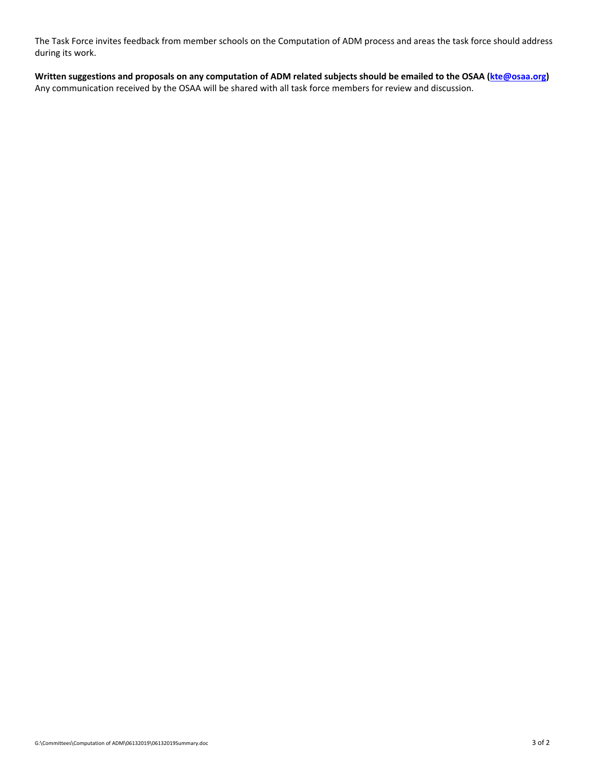The Task Force invites feedback from member schools on the Computation of ADM process and areas the task force should address during its work.

**Written suggestions and proposals on any computation of ADM related subjects should be emailed to the OSAA (kte@osaa.org)**
Any communication received by the OSAA will be shared with all task force members for review and discussion.